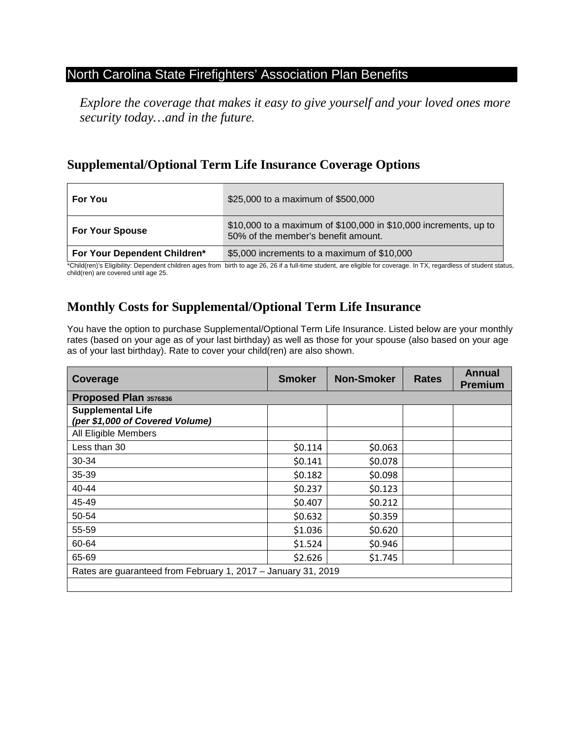# North Carolina State Firefighters' Association Plan Benefits

*Explore the coverage that makes it easy to give yourself and your loved ones more security today…and in the future.*

## Supplemental/Optional Term Life Insurance Coverage Options

| | |
|---|---|
| **For You** | $25,000 to a maximum of $500,000 |
| **For Your Spouse** | $10,000 to a maximum of $100,000 in $10,000 increments, up to 50% of the member's benefit amount. |
| **For Your Dependent Children*** | $5,000 increments to a maximum of $10,000 |

*Child(ren)'s Eligibility: Dependent children ages from birth to age 26, 26 if a full-time student, are eligible for coverage. In TX, regardless of student status, child(ren) are covered until age 25.

## Monthly Costs for Supplemental/Optional Term Life Insurance

You have the option to purchase Supplemental/Optional Term Life Insurance. Listed below are your monthly rates (based on your age as of your last birthday) as well as those for your spouse (also based on your age as of your last birthday). Rate to cover your child(ren) are also shown.

| Coverage | Smoker | Non-Smoker | Rates | Annual Premium |
|---|---|---|---|---|
| **Proposed Plan 3576836** | | | | |
| **Supplemental Life** ***(per $1,000 of Covered Volume)*** | | | | |
| All Eligible Members | | | | |
| Less than 30 | $0.114 | $0.063 | | |
| 30-34 | $0.141 | $0.078 | | |
| 35-39 | $0.182 | $0.098 | | |
| 40-44 | $0.237 | $0.123 | | |
| 45-49 | $0.407 | $0.212 | | |
| 50-54 | $0.632 | $0.359 | | |
| 55-59 | $1.036 | $0.620 | | |
| 60-64 | $1.524 | $0.946 | | |
| 65-69 | $2.626 | $1.745 | | |
| Rates are guaranteed from February 1, 2017 – January 31, 2019 | | | | |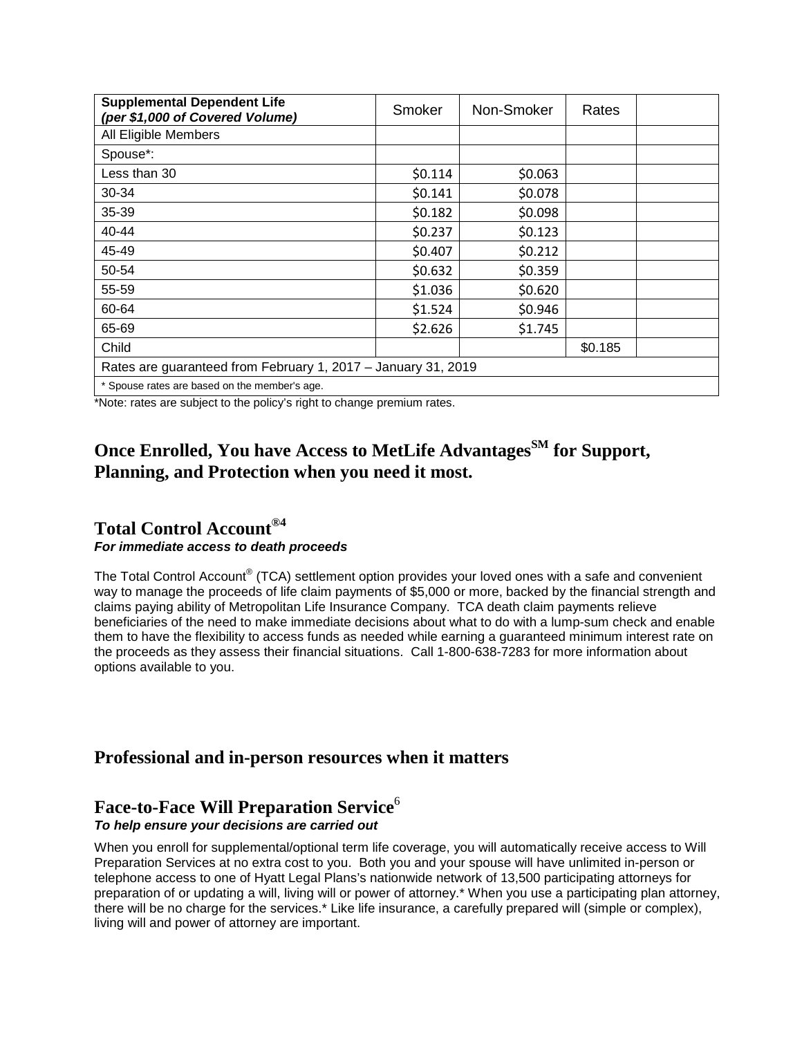| **Supplemental Dependent Life** ***(per $1,000 of Covered Volume)*** | Smoker | Non-Smoker | Rates | |
|---|---|---|---|---|
| All Eligible Members | | | | |
| Spouse*: | | | | |
| Less than 30 | $0.114 | $0.063 | | |
| 30-34 | $0.141 | $0.078 | | |
| 35-39 | $0.182 | $0.098 | | |
| 40-44 | $0.237 | $0.123 | | |
| 45-49 | $0.407 | $0.212 | | |
| 50-54 | $0.632 | $0.359 | | |
| 55-59 | $1.036 | $0.620 | | |
| 60-64 | $1.524 | $0.946 | | |
| 65-69 | $2.626 | $1.745 | | |
| Child | | | $0.185 | |
| Rates are guaranteed from February 1, 2017 – January 31, 2019 | | | | |
| * Spouse rates are based on the member's age. | | | | |

*Note: rates are subject to the policy's right to change premium rates.

## Once Enrolled, You have Access to MetLife Advantages℠ for Support, Planning, and Protection when you need it most.

### Total Control Account®[4]

***For immediate access to death proceeds***

The Total Control Account® (TCA) settlement option provides your loved ones with a safe and convenient way to manage the proceeds of life claim payments of $5,000 or more, backed by the financial strength and claims paying ability of Metropolitan Life Insurance Company. TCA death claim payments relieve beneficiaries of the need to make immediate decisions about what to do with a lump-sum check and enable them to have the flexibility to access funds as needed while earning a guaranteed minimum interest rate on the proceeds as they assess their financial situations. Call 1-800-638-7283 for more information about options available to you.

## Professional and in-person resources when it matters

### Face-to-Face Will Preparation Service[6]

***To help ensure your decisions are carried out***

When you enroll for supplemental/optional term life coverage, you will automatically receive access to Will Preparation Services at no extra cost to you. Both you and your spouse will have unlimited in-person or telephone access to one of Hyatt Legal Plans's nationwide network of 13,500 participating attorneys for preparation of or updating a will, living will or power of attorney.* When you use a participating plan attorney, there will be no charge for the services.* Like life insurance, a carefully prepared will (simple or complex), living will and power of attorney are important.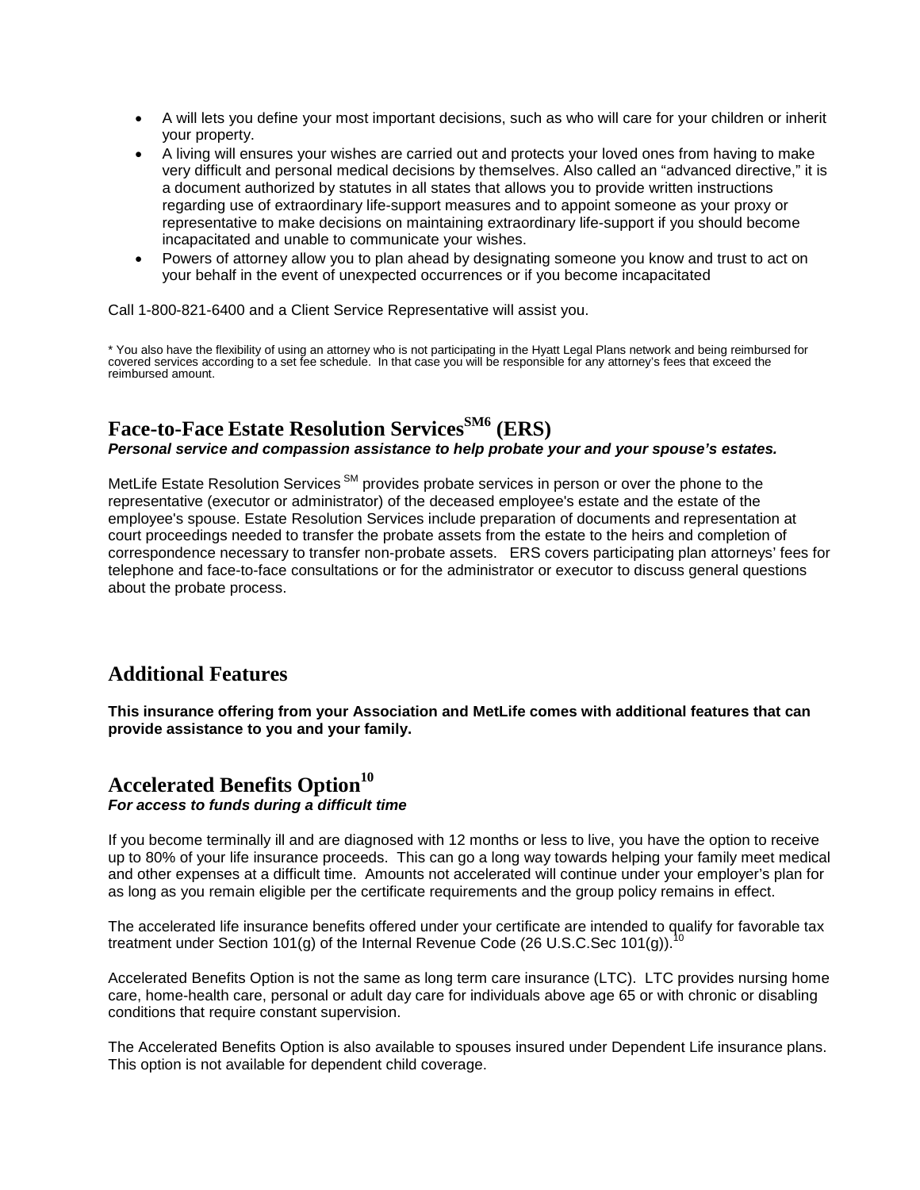- A will lets you define your most important decisions, such as who will care for your children or inherit your property.
- A living will ensures your wishes are carried out and protects your loved ones from having to make very difficult and personal medical decisions by themselves. Also called an "advanced directive," it is a document authorized by statutes in all states that allows you to provide written instructions regarding use of extraordinary life-support measures and to appoint someone as your proxy or representative to make decisions on maintaining extraordinary life-support if you should become incapacitated and unable to communicate your wishes.
- Powers of attorney allow you to plan ahead by designating someone you know and trust to act on your behalf in the event of unexpected occurrences or if you become incapacitated

Call 1-800-821-6400 and a Client Service Representative will assist you.

* You also have the flexibility of using an attorney who is not participating in the Hyatt Legal Plans network and being reimbursed for covered services according to a set fee schedule. In that case you will be responsible for any attorney's fees that exceed the reimbursed amount.

## Face-to-Face Estate Resolution Services[SM6] (ERS)

***Personal service and compassion assistance to help probate your and your spouse's estates.***

MetLife Estate Resolution Services [SM] provides probate services in person or over the phone to the representative (executor or administrator) of the deceased employee's estate and the estate of the employee's spouse. Estate Resolution Services include preparation of documents and representation at court proceedings needed to transfer the probate assets from the estate to the heirs and completion of correspondence necessary to transfer non-probate assets. ERS covers participating plan attorneys' fees for telephone and face-to-face consultations or for the administrator or executor to discuss general questions about the probate process.

## Additional Features

**This insurance offering from your Association and MetLife comes with additional features that can provide assistance to you and your family.**

## Accelerated Benefits Option[10]

***For access to funds during a difficult time***

If you become terminally ill and are diagnosed with 12 months or less to live, you have the option to receive up to 80% of your life insurance proceeds. This can go a long way towards helping your family meet medical and other expenses at a difficult time. Amounts not accelerated will continue under your employer's plan for as long as you remain eligible per the certificate requirements and the group policy remains in effect.

The accelerated life insurance benefits offered under your certificate are intended to qualify for favorable tax treatment under Section 101(g) of the Internal Revenue Code (26 U.S.C.Sec 101(g)).[10]

Accelerated Benefits Option is not the same as long term care insurance (LTC). LTC provides nursing home care, home-health care, personal or adult day care for individuals above age 65 or with chronic or disabling conditions that require constant supervision.

The Accelerated Benefits Option is also available to spouses insured under Dependent Life insurance plans. This option is not available for dependent child coverage.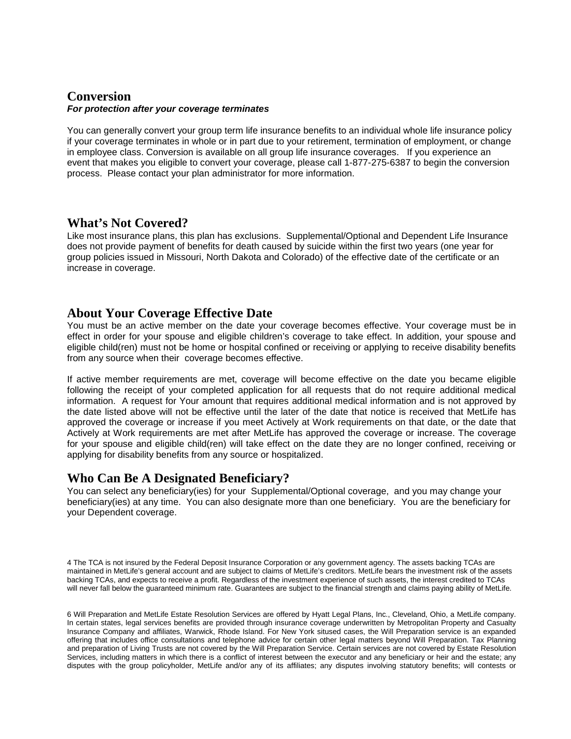## Conversion

***For protection after your coverage terminates***

You can generally convert your group term life insurance benefits to an individual whole life insurance policy if your coverage terminates in whole or in part due to your retirement, termination of employment, or change in employee class. Conversion is available on all group life insurance coverages. If you experience an event that makes you eligible to convert your coverage, please call 1-877-275-6387 to begin the conversion process. Please contact your plan administrator for more information.

## What's Not Covered?

Like most insurance plans, this plan has exclusions. Supplemental/Optional and Dependent Life Insurance does not provide payment of benefits for death caused by suicide within the first two years (one year for group policies issued in Missouri, North Dakota and Colorado) of the effective date of the certificate or an increase in coverage.

## About Your Coverage Effective Date

You must be an active member on the date your coverage becomes effective. Your coverage must be in effect in order for your spouse and eligible children's coverage to take effect. In addition, your spouse and eligible child(ren) must not be home or hospital confined or receiving or applying to receive disability benefits from any source when their coverage becomes effective.

If active member requirements are met, coverage will become effective on the date you became eligible following the receipt of your completed application for all requests that do not require additional medical information. A request for Your amount that requires additional medical information and is not approved by the date listed above will not be effective until the later of the date that notice is received that MetLife has approved the coverage or increase if you meet Actively at Work requirements on that date, or the date that Actively at Work requirements are met after MetLife has approved the coverage or increase. The coverage for your spouse and eligible child(ren) will take effect on the date they are no longer confined, receiving or applying for disability benefits from any source or hospitalized.

## Who Can Be A Designated Beneficiary?

You can select any beneficiary(ies) for your Supplemental/Optional coverage, and you may change your beneficiary(ies) at any time. You can also designate more than one beneficiary. You are the beneficiary for your Dependent coverage.

4 The TCA is not insured by the Federal Deposit Insurance Corporation or any government agency. The assets backing TCAs are maintained in MetLife's general account and are subject to claims of MetLife's creditors. MetLife bears the investment risk of the assets backing TCAs, and expects to receive a profit. Regardless of the investment experience of such assets, the interest credited to TCAs will never fall below the guaranteed minimum rate. Guarantees are subject to the financial strength and claims paying ability of MetLife.

6 Will Preparation and MetLife Estate Resolution Services are offered by Hyatt Legal Plans, Inc., Cleveland, Ohio, a MetLife company. In certain states, legal services benefits are provided through insurance coverage underwritten by Metropolitan Property and Casualty Insurance Company and affiliates, Warwick, Rhode Island. For New York sitused cases, the Will Preparation service is an expanded offering that includes office consultations and telephone advice for certain other legal matters beyond Will Preparation. Tax Planning and preparation of Living Trusts are not covered by the Will Preparation Service. Certain services are not covered by Estate Resolution Services, including matters in which there is a conflict of interest between the executor and any beneficiary or heir and the estate; any disputes with the group policyholder, MetLife and/or any of its affiliates; any disputes involving statutory benefits; will contests or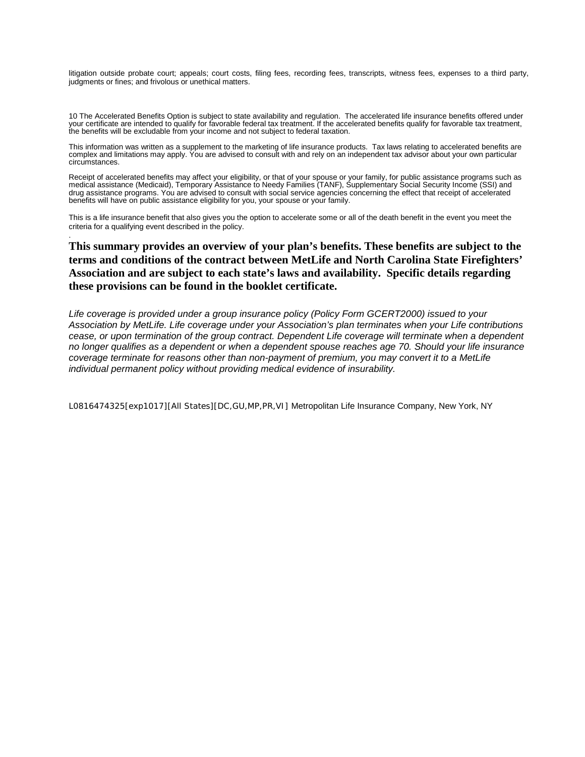litigation outside probate court; appeals; court costs, filing fees, recording fees, transcripts, witness fees, expenses to a third party, judgments or fines; and frivolous or unethical matters.

10 The Accelerated Benefits Option is subject to state availability and regulation. The accelerated life insurance benefits offered under your certificate are intended to qualify for favorable federal tax treatment. If the accelerated benefits qualify for favorable tax treatment, the benefits will be excludable from your income and not subject to federal taxation.

This information was written as a supplement to the marketing of life insurance products. Tax laws relating to accelerated benefits are complex and limitations may apply. You are advised to consult with and rely on an independent tax advisor about your own particular circumstances.

Receipt of accelerated benefits may affect your eligibility, or that of your spouse or your family, for public assistance programs such as medical assistance (Medicaid), Temporary Assistance to Needy Families (TANF), Supplementary Social Security Income (SSI) and drug assistance programs. You are advised to consult with social service agencies concerning the effect that receipt of accelerated benefits will have on public assistance eligibility for you, your spouse or your family.

This is a life insurance benefit that also gives you the option to accelerate some or all of the death benefit in the event you meet the criteria for a qualifying event described in the policy.

**This summary provides an overview of your plan's benefits. These benefits are subject to the terms and conditions of the contract between MetLife and North Carolina State Firefighters' Association and are subject to each state's laws and availability. Specific details regarding these provisions can be found in the booklet certificate.**

*Life coverage is provided under a group insurance policy (Policy Form GCERT2000) issued to your Association by MetLife. Life coverage under your Association's plan terminates when your Life contributions cease, or upon termination of the group contract. Dependent Life coverage will terminate when a dependent no longer qualifies as a dependent or when a dependent spouse reaches age 70. Should your life insurance coverage terminate for reasons other than non-payment of premium, you may convert it to a MetLife individual permanent policy without providing medical evidence of insurability.*

L0816474325[exp1017][All States][DC,GU,MP,PR,VI] Metropolitan Life Insurance Company, New York, NY